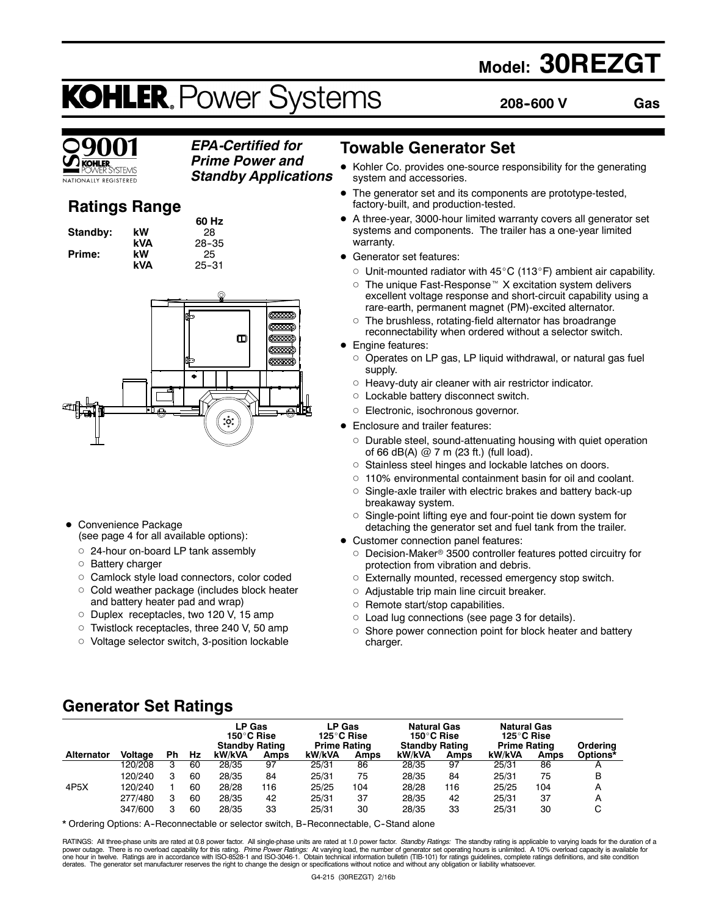# Model: 30REZGT

**KOHLER. Power Systems**

**208-600 V** **Gas**

ISO 9001 KOHLER POWER SYSTEMS NATIONALLY REGISTERED

***EPA-Certified for Prime Power and Standby Applications***

## Ratings Range

| | | 60 Hz |
|---|---|---|
| **Standby:** | **kW** | 28 |
| | **kVA** | 28-35 |
| **Prime:** | **kW** | 25 |
| | **kVA** | 25-31 |

- Convenience Package (see page 4 for all available options):
  - 24-hour on-board LP tank assembly
  - Battery charger
  - Camlock style load connectors, color coded
  - Cold weather package (includes block heater and battery heater pad and wrap)
  - Duplex receptacles, two 120 V, 15 amp
  - Twistlock receptacles, three 240 V, 50 amp
  - Voltage selector switch, 3-position lockable

## Towable Generator Set

- Kohler Co. provides one-source responsibility for the generating system and accessories.
- The generator set and its components are prototype-tested, factory-built, and production-tested.
- A three-year, 3000-hour limited warranty covers all generator set systems and components. The trailer has a one-year limited warranty.
- Generator set features:
  - Unit-mounted radiator with 45°C (113°F) ambient air capability.
  - The unique Fast-Response™ X excitation system delivers excellent voltage response and short-circuit capability using a rare-earth, permanent magnet (PM)-excited alternator.
  - The brushless, rotating-field alternator has broadrange reconnectability when ordered without a selector switch.
- Engine features:
  - Operates on LP gas, LP liquid withdrawal, or natural gas fuel supply.
  - Heavy-duty air cleaner with air restrictor indicator.
  - Lockable battery disconnect switch.
  - Electronic, isochronous governor.
- Enclosure and trailer features:
  - Durable steel, sound-attenuating housing with quiet operation of 66 dB(A) @ 7 m (23 ft.) (full load).
  - Stainless steel hinges and lockable latches on doors.
  - 110% environmental containment basin for oil and coolant.
  - Single-axle trailer with electric brakes and battery back-up breakaway system.
  - Single-point lifting eye and four-point tie down system for detaching the generator set and fuel tank from the trailer.
- Customer connection panel features:
  - Decision-Maker® 3500 controller features potted circuitry for protection from vibration and debris.
  - Externally mounted, recessed emergency stop switch.
  - Adjustable trip main line circuit breaker.
  - Remote start/stop capabilities.
  - Load lug connections (see page 3 for details).
  - Shore power connection point for block heater and battery charger.

## Generator Set Ratings

| | | | | LP Gas 150°C Rise Standby Rating | | LP Gas 125°C Rise Prime Rating | | Natural Gas 150°C Rise Standby Rating | | Natural Gas 125°C Rise Prime Rating | | |
|---|---|---|---|---|---|---|---|---|---|---|---|---|
| **Alternator** | **Voltage** | **Ph** | **Hz** | **kW/kVA** | **Amps** | **kW/kVA** | **Amps** | **kW/kVA** | **Amps** | **kW/kVA** | **Amps** | **Ordering Options*** |
| 4P5X | 120/208 | 3 | 60 | 28/35 | 97 | 25/31 | 86 | 28/35 | 97 | 25/31 | 86 | A |
| | 120/240 | 3 | 60 | 28/35 | 84 | 25/31 | 75 | 28/35 | 84 | 25/31 | 75 | B |
| | 120/240 | 1 | 60 | 28/28 | 116 | 25/25 | 104 | 28/28 | 116 | 25/25 | 104 | A |
| | 277/480 | 3 | 60 | 28/35 | 42 | 25/31 | 37 | 28/35 | 42 | 25/31 | 37 | A |
| | 347/600 | 3 | 60 | 28/35 | 33 | 25/31 | 30 | 28/35 | 33 | 25/31 | 30 | C |

\* Ordering Options: A-Reconnectable or selector switch, B-Reconnectable, C-Stand alone

RATINGS: All three-phase units are rated at 0.8 power factor. All single-phase units are rated at 1.0 power factor. *Standby Ratings:* The standby rating is applicable to varying loads for the duration of a power outage. There is no overload capability for this rating. *Prime Power Ratings:* At varying load, the number of generator set operating hours is unlimited. A 10% overload capacity is available for one hour in twelve. Ratings are in accordance with ISO-8528-1 and ISO-3046-1. Obtain technical information bulletin (TIB-101) for ratings guidelines, complete ratings definitions, and site condition derates. The generator set manufacturer reserves the right to change the design or specifications without notice and without any obligation or liability whatsoever.

G4-215 (30REZGT) 2/16b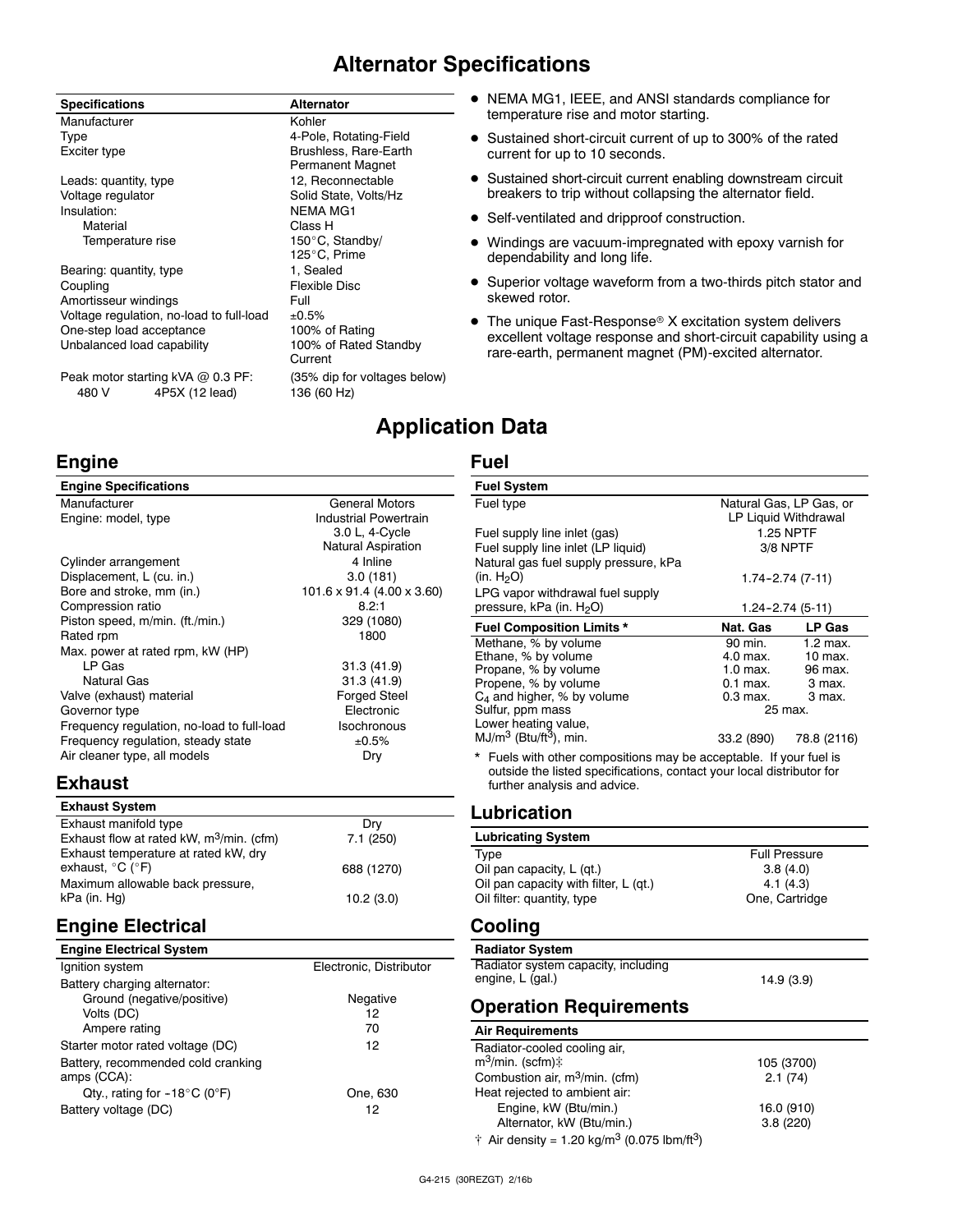# Alternator Specifications

| Specifications | Alternator |
|---|---|
| Manufacturer | Kohler |
| Type | 4-Pole, Rotating-Field |
| Exciter type | Brushless, Rare-Earth Permanent Magnet |
| Leads: quantity, type | 12, Reconnectable |
| Voltage regulator | Solid State, Volts/Hz |
| Insulation: | NEMA MG1 |
| Material | Class H |
| Temperature rise | 150°C, Standby/ 125°C, Prime |
| Bearing: quantity, type | 1, Sealed |
| Coupling | Flexible Disc |
| Amortisseur windings | Full |
| Voltage regulation, no-load to full-load | ±0.5% |
| One-step load acceptance | 100% of Rating |
| Unbalanced load capability | 100% of Rated Standby Current |
| Peak motor starting kVA @ 0.3 PF: | (35% dip for voltages below) |
| 480 V 4P5X (12 lead) | 136 (60 Hz) |

- NEMA MG1, IEEE, and ANSI standards compliance for temperature rise and motor starting.
- Sustained short-circuit current of up to 300% of the rated current for up to 10 seconds.
- Sustained short-circuit current enabling downstream circuit breakers to trip without collapsing the alternator field.
- Self-ventilated and dripproof construction.
- Windings are vacuum-impregnated with epoxy varnish for dependability and long life.
- Superior voltage waveform from a two-thirds pitch stator and skewed rotor.
- The unique Fast-Response® X excitation system delivers excellent voltage response and short-circuit capability using a rare-earth, permanent magnet (PM)-excited alternator.

# Application Data

## Engine

| Engine Specifications | |
|---|---|
| Manufacturer | General Motors |
| Engine: model, type | Industrial Powertrain 3.0 L, 4-Cycle Natural Aspiration |
| Cylinder arrangement | 4 Inline |
| Displacement, L (cu. in.) | 3.0 (181) |
| Bore and stroke, mm (in.) | 101.6 x 91.4 (4.00 x 3.60) |
| Compression ratio | 8.2:1 |
| Piston speed, m/min. (ft./min.) | 329 (1080) |
| Rated rpm | 1800 |
| Max. power at rated rpm, kW (HP) | |
| LP Gas | 31.3 (41.9) |
| Natural Gas | 31.3 (41.9) |
| Valve (exhaust) material | Forged Steel |
| Governor type | Electronic |
| Frequency regulation, no-load to full-load | Isochronous |
| Frequency regulation, steady state | ±0.5% |
| Air cleaner type, all models | Dry |

## Exhaust

| Exhaust System | |
|---|---|
| Exhaust manifold type | Dry |
| Exhaust flow at rated kW, $m^3$/min. (cfm) | 7.1 (250) |
| Exhaust temperature at rated kW, dry exhaust, °C (°F) | 688 (1270) |
| Maximum allowable back pressure, kPa (in. Hg) | 10.2 (3.0) |

## Engine Electrical

| Engine Electrical System | |
|---|---|
| Ignition system | Electronic, Distributor |
| Battery charging alternator: | |
| Ground (negative/positive) | Negative |
| Volts (DC) | 12 |
| Ampere rating | 70 |
| Starter motor rated voltage (DC) | 12 |
| Battery, recommended cold cranking amps (CCA): | |
| Qty., rating for -18°C (0°F) | One, 630 |
| Battery voltage (DC) | 12 |

## Fuel

| Fuel System | | |
|---|---|---|
| Fuel type | Natural Gas, LP Gas, or LP Liquid Withdrawal | |
| Fuel supply line inlet (gas) | 1.25 NPTF | |
| Fuel supply line inlet (LP liquid) | 3/8 NPTF | |
| Natural gas fuel supply pressure, kPa (in. $H_2O$) | 1.74-2.74 (7-11) | |
| LPG vapor withdrawal fuel supply pressure, kPa (in. $H_2O$) | 1.24-2.74 (5-11) | |
| **Fuel Composition Limits \*** | **Nat. Gas** | **LP Gas** |
| Methane, % by volume | 90 min. | 1.2 max. |
| Ethane, % by volume | 4.0 max. | 10 max. |
| Propane, % by volume | 1.0 max. | 96 max. |
| Propene, % by volume | 0.1 max. | 3 max. |
| $C_4$ and higher, % by volume | 0.3 max. | 3 max. |
| Sulfur, ppm mass | 25 max. | |
| Lower heating value, MJ/$m^3$ (Btu/$ft^3$), min. | 33.2 (890) | 78.8 (2116) |

\* Fuels with other compositions may be acceptable. If your fuel is outside the listed specifications, contact your local distributor for further analysis and advice.

## Lubrication

| Lubricating System | |
|---|---|
| Type | Full Pressure |
| Oil pan capacity, L (qt.) | 3.8 (4.0) |
| Oil pan capacity with filter, L (qt.) | 4.1 (4.3) |
| Oil filter: quantity, type | One, Cartridge |

## Cooling

| Radiator System | |
|---|---|
| Radiator system capacity, including engine, L (gal.) | 14.9 (3.9) |

## Operation Requirements

| Air Requirements | |
|---|---|
| Radiator-cooled cooling air, $m^3$/min. (scfm)‡ | 105 (3700) |
| Combustion air, $m^3$/min. (cfm) | 2.1 (74) |
| Heat rejected to ambient air: | |
| Engine, kW (Btu/min.) | 16.0 (910) |
| Alternator, kW (Btu/min.) | 3.8 (220) |

† Air density = 1.20 kg/$m^3$ (0.075 lbm/$ft^3$)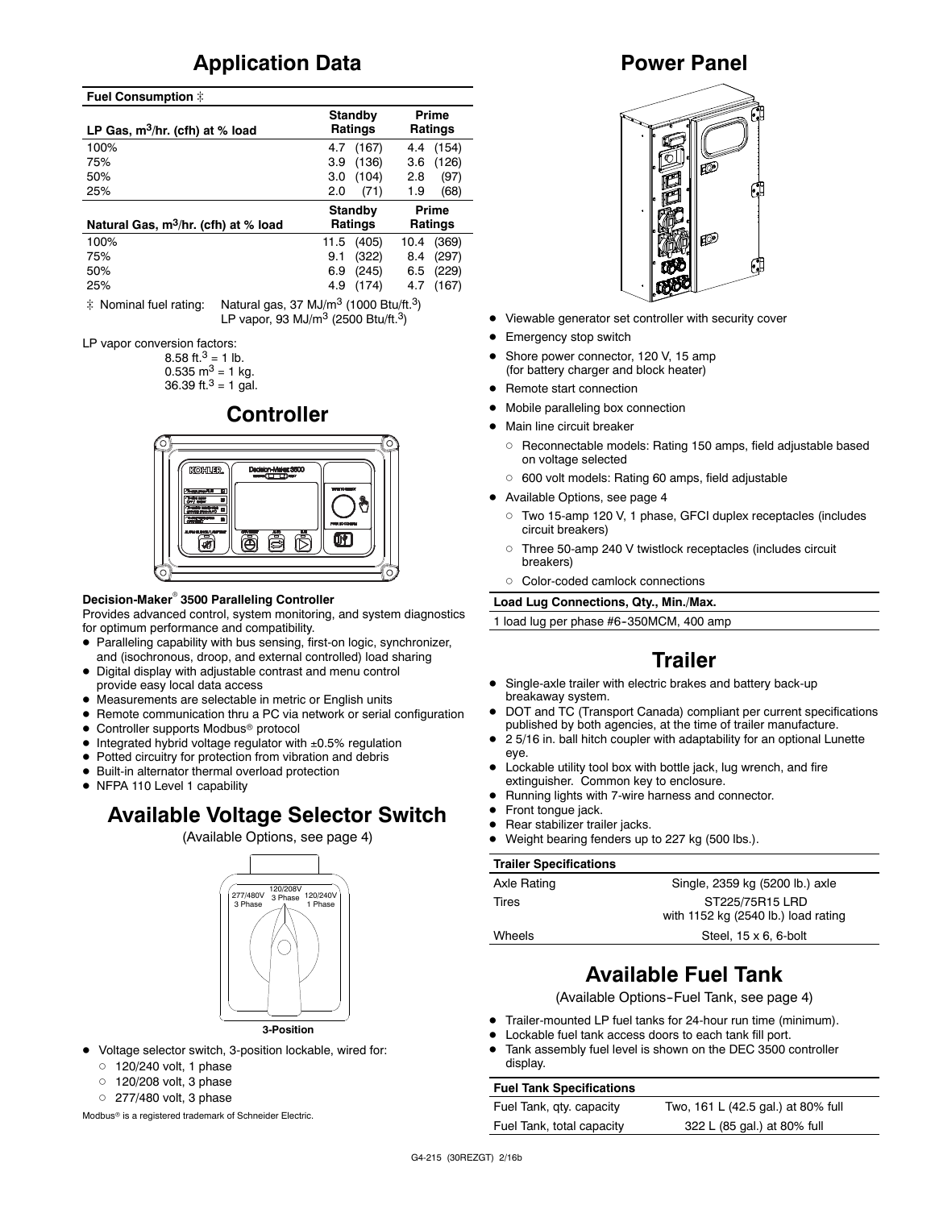## Application Data

| Fuel Consumption ‡ | | |
|---|---|---|
| LP Gas, $m^3$/hr. (cfh) at % load | Standby Ratings | Prime Ratings |
| 100% | 4.7 (167) | 4.4 (154) |
| 75% | 3.9 (136) | 3.6 (126) |
| 50% | 3.0 (104) | 2.8 (97) |
| 25% | 2.0 (71) | 1.9 (68) |
| Natural Gas, $m^3$/hr. (cfh) at % load | Standby Ratings | Prime Ratings |
| 100% | 11.5 (405) | 10.4 (369) |
| 75% | 9.1 (322) | 8.4 (297) |
| 50% | 6.9 (245) | 6.5 (229) |
| 25% | 4.9 (174) | 4.7 (167) |

‡ Nominal fuel rating: Natural gas, 37 MJ/$m^3$ (1000 Btu/ft.$^3$)
LP vapor, 93 MJ/$m^3$ (2500 Btu/ft.$^3$)

LP vapor conversion factors:
8.58 ft.$^3$ = 1 lb.
0.535 $m^3$ = 1 kg.
36.39 ft.$^3$ = 1 gal.

## Controller

**Decision-Maker® 3500 Paralleling Controller**

Provides advanced control, system monitoring, and system diagnostics for optimum performance and compatibility.

- Paralleling capability with bus sensing, first-on logic, synchronizer, and (isochronous, droop, and external controlled) load sharing
- Digital display with adjustable contrast and menu control provide easy local data access
- Measurements are selectable in metric or English units
- Remote communication thru a PC via network or serial configuration
- Controller supports Modbus® protocol
- Integrated hybrid voltage regulator with ±0.5% regulation
- Potted circuitry for protection from vibration and debris
- Built-in alternator thermal overload protection
- NFPA 110 Level 1 capability

## Available Voltage Selector Switch

(Available Options, see page 4)

120/208V 3 Phase
277/480V 3 Phase
120/240V 1 Phase

3-Position

- Voltage selector switch, 3-position lockable, wired for:
  - 120/240 volt, 1 phase
  - 120/208 volt, 3 phase
  - 277/480 volt, 3 phase

Modbus® is a registered trademark of Schneider Electric.

## Power Panel

- Viewable generator set controller with security cover
- Emergency stop switch
- Shore power connector, 120 V, 15 amp (for battery charger and block heater)
- Remote start connection
- Mobile paralleling box connection
- Main line circuit breaker
  - Reconnectable models: Rating 150 amps, field adjustable based on voltage selected
  - 600 volt models: Rating 60 amps, field adjustable
- Available Options, see page 4
  - Two 15-amp 120 V, 1 phase, GFCI duplex receptacles (includes circuit breakers)
  - Three 50-amp 240 V twistlock receptacles (includes circuit breakers)
  - Color-coded camlock connections

| Load Lug Connections, Qty., Min./Max. |
|---|
| 1 load lug per phase #6-350MCM, 400 amp |

## Trailer

- Single-axle trailer with electric brakes and battery back-up breakaway system.
- DOT and TC (Transport Canada) compliant per current specifications published by both agencies, at the time of trailer manufacture.
- 2 5/16 in. ball hitch coupler with adaptability for an optional Lunette eye.
- Lockable utility tool box with bottle jack, lug wrench, and fire extinguisher. Common key to enclosure.
- Running lights with 7-wire harness and connector.
- Front tongue jack.
- Rear stabilizer trailer jacks.
- Weight bearing fenders up to 227 kg (500 lbs.).

| Trailer Specifications | |
|---|---|
| Axle Rating | Single, 2359 kg (5200 lb.) axle |
| Tires | ST225/75R15 LRD with 1152 kg (2540 lb.) load rating |
| Wheels | Steel, 15 x 6, 6-bolt |

## Available Fuel Tank

(Available Options-Fuel Tank, see page 4)

- Trailer-mounted LP fuel tanks for 24-hour run time (minimum).
- Lockable fuel tank access doors to each tank fill port.
- Tank assembly fuel level is shown on the DEC 3500 controller display.

| Fuel Tank Specifications | |
|---|---|
| Fuel Tank, qty. capacity | Two, 161 L (42.5 gal.) at 80% full |
| Fuel Tank, total capacity | 322 L (85 gal.) at 80% full |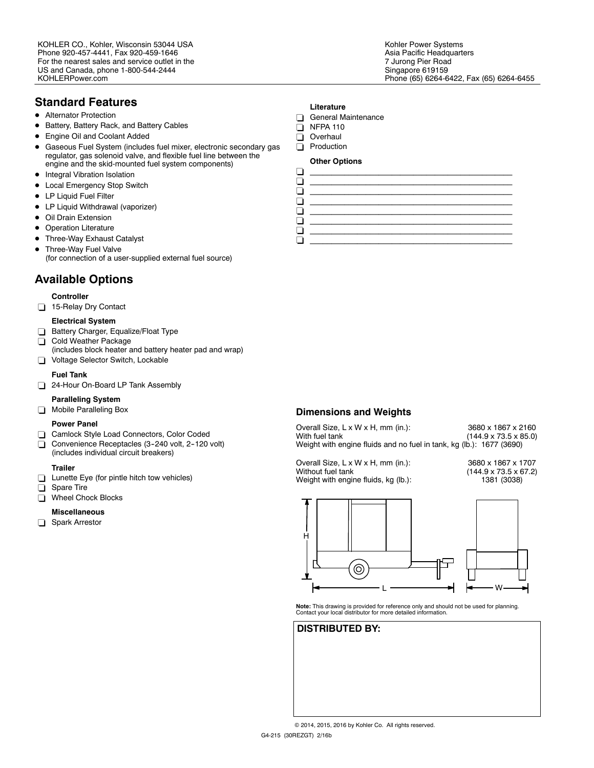KOHLER CO., Kohler, Wisconsin 53044 USA
Phone 920-457-4441, Fax 920-459-1646
For the nearest sales and service outlet in the US and Canada, phone 1-800-544-2444
KOHLERPower.com

Kohler Power Systems
Asia Pacific Headquarters
7 Jurong Pier Road
Singapore 619159
Phone (65) 6264-6422, Fax (65) 6264-6455

## Standard Features

- Alternator Protection
- Battery, Battery Rack, and Battery Cables
- Engine Oil and Coolant Added
- Gaseous Fuel System (includes fuel mixer, electronic secondary gas regulator, gas solenoid valve, and flexible fuel line between the engine and the skid-mounted fuel system components)
- Integral Vibration Isolation
- Local Emergency Stop Switch
- LP Liquid Fuel Filter
- LP Liquid Withdrawal (vaporizer)
- Oil Drain Extension
- Operation Literature
- Three-Way Exhaust Catalyst
- Three-Way Fuel Valve (for connection of a user-supplied external fuel source)

## Available Options

**Controller**

- ❑ 15-Relay Dry Contact

**Electrical System**

- ❑ Battery Charger, Equalize/Float Type
- ❑ Cold Weather Package (includes block heater and battery heater pad and wrap)
- ❑ Voltage Selector Switch, Lockable

**Fuel Tank**

- ❑ 24-Hour On-Board LP Tank Assembly

**Paralleling System**

- ❑ Mobile Paralleling Box

**Power Panel**

- ❑ Camlock Style Load Connectors, Color Coded
- ❑ Convenience Receptacles (3-240 volt, 2-120 volt) (includes individual circuit breakers)

**Trailer**

- ❑ Lunette Eye (for pintle hitch tow vehicles)
- ❑ Spare Tire
- ❑ Wheel Chock Blocks

**Miscellaneous**

- ❑ Spark Arrestor

**Literature**

- ❑ General Maintenance
- ❑ NFPA 110
- ❑ Overhaul
- ❑ Production

**Other Options**

- ❑ ____________________
- ❑ ____________________
- ❑ ____________________
- ❑ ____________________
- ❑ ____________________
- ❑ ____________________
- ❑ ____________________
- ❑ ____________________

## Dimensions and Weights

Overall Size, L x W x H, mm (in.): 3680 x 1867 x 2160
With fuel tank (144.9 x 73.5 x 85.0)
Weight with engine fluids and no fuel in tank, kg (lb.): 1677 (3690)

Overall Size, L x W x H, mm (in.): 3680 x 1867 x 1707
Without fuel tank (144.9 x 73.5 x 67.2)
Weight with engine fluids, kg (lb.): 1381 (3038)

H
L
W

**Note:** This drawing is provided for reference only and should not be used for planning. Contact your local distributor for more detailed information.

**DISTRIBUTED BY:**

© 2014, 2015, 2016 by Kohler Co. All rights reserved.

G4-215 (30REZGT) 2/16b